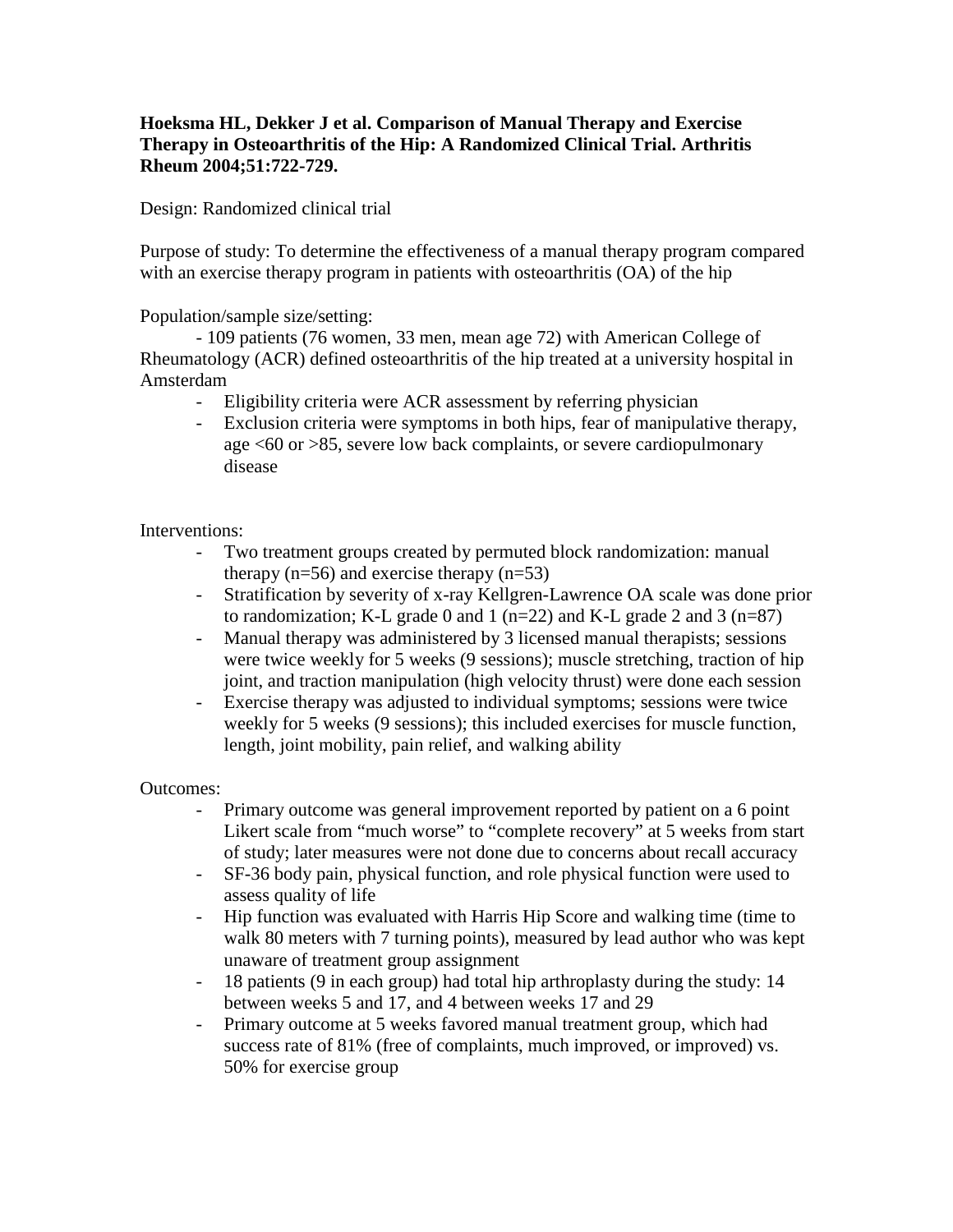**Hoeksma HL, Dekker J et al. Comparison of Manual Therapy and Exercise Therapy in Osteoarthritis of the Hip: A Randomized Clinical Trial. Arthritis Rheum 2004;51:722-729.**

Design: Randomized clinical trial

Purpose of study: To determine the effectiveness of a manual therapy program compared with an exercise therapy program in patients with osteoarthritis (OA) of the hip

Population/sample size/setting:

- 109 patients (76 women, 33 men, mean age 72) with American College of Rheumatology (ACR) defined osteoarthritis of the hip treated at a university hospital in Amsterdam
    - Eligibility criteria were ACR assessment by referring physician
    - Exclusion criteria were symptoms in both hips, fear of manipulative therapy, age <60 or >85, severe low back complaints, or severe cardiopulmonary disease

Interventions:

- Two treatment groups created by permuted block randomization: manual therapy (n=56) and exercise therapy (n=53)
- Stratification by severity of x-ray Kellgren-Lawrence OA scale was done prior to randomization; K-L grade 0 and 1 (n=22) and K-L grade 2 and 3 (n=87)
- Manual therapy was administered by 3 licensed manual therapists; sessions were twice weekly for 5 weeks (9 sessions); muscle stretching, traction of hip joint, and traction manipulation (high velocity thrust) were done each session
- Exercise therapy was adjusted to individual symptoms; sessions were twice weekly for 5 weeks (9 sessions); this included exercises for muscle function, length, joint mobility, pain relief, and walking ability

Outcomes:

- Primary outcome was general improvement reported by patient on a 6 point Likert scale from "much worse" to "complete recovery" at 5 weeks from start of study; later measures were not done due to concerns about recall accuracy
- SF-36 body pain, physical function, and role physical function were used to assess quality of life
- Hip function was evaluated with Harris Hip Score and walking time (time to walk 80 meters with 7 turning points), measured by lead author who was kept unaware of treatment group assignment
- 18 patients (9 in each group) had total hip arthroplasty during the study: 14 between weeks 5 and 17, and 4 between weeks 17 and 29
- Primary outcome at 5 weeks favored manual treatment group, which had success rate of 81% (free of complaints, much improved, or improved) vs. 50% for exercise group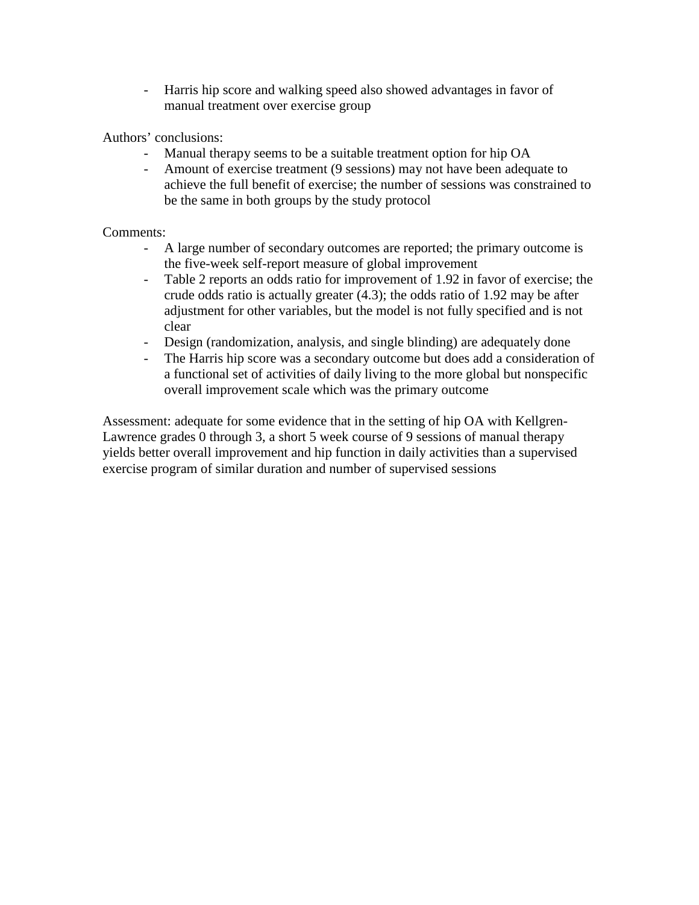- Harris hip score and walking speed also showed advantages in favor of manual treatment over exercise group

Authors' conclusions:

- Manual therapy seems to be a suitable treatment option for hip OA
- Amount of exercise treatment (9 sessions) may not have been adequate to achieve the full benefit of exercise; the number of sessions was constrained to be the same in both groups by the study protocol

Comments:

- A large number of secondary outcomes are reported; the primary outcome is the five-week self-report measure of global improvement
- Table 2 reports an odds ratio for improvement of 1.92 in favor of exercise; the crude odds ratio is actually greater (4.3); the odds ratio of 1.92 may be after adjustment for other variables, but the model is not fully specified and is not clear
- Design (randomization, analysis, and single blinding) are adequately done
- The Harris hip score was a secondary outcome but does add a consideration of a functional set of activities of daily living to the more global but nonspecific overall improvement scale which was the primary outcome

Assessment: adequate for some evidence that in the setting of hip OA with Kellgren-Lawrence grades 0 through 3, a short 5 week course of 9 sessions of manual therapy yields better overall improvement and hip function in daily activities than a supervised exercise program of similar duration and number of supervised sessions